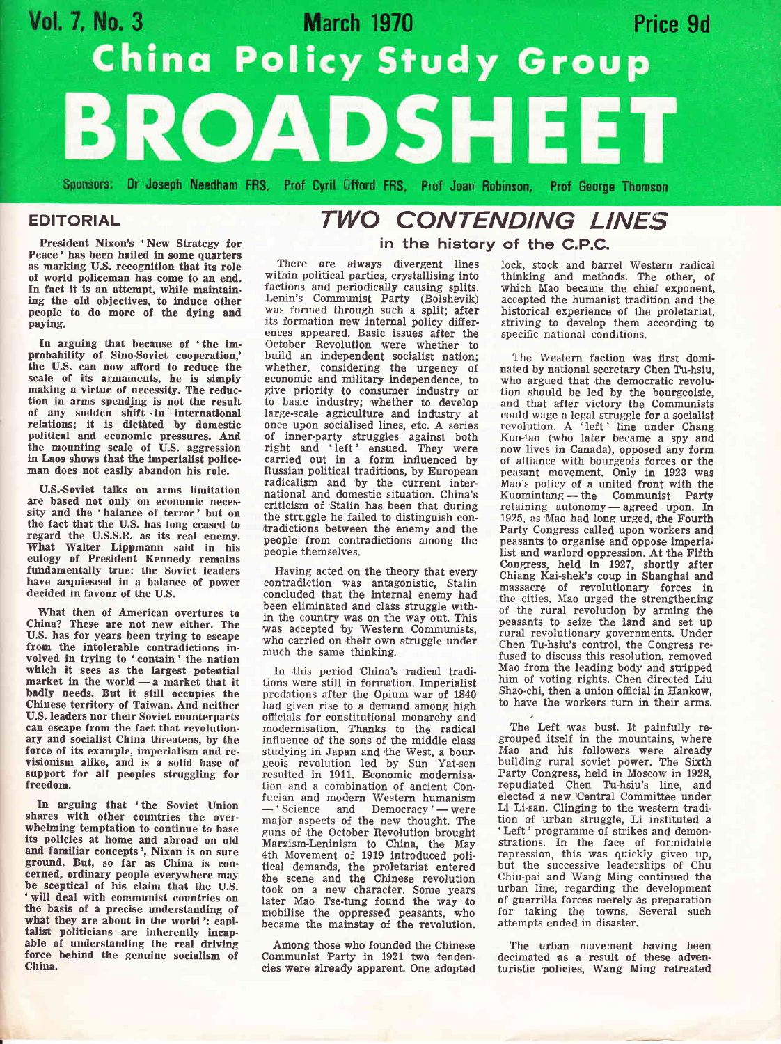Vol. 7, No. 3 — March 1970 — Price 9d

# China Policy Study Group BROADSHEET

Sponsors: Dr Joseph Needham FRS, Prof Cyril Offord FRS, Prof Joan Robinson, Prof George Thomson

## EDITORIAL

President Nixon's 'New Strategy for Peace' has been hailed in some quarters as marking U.S. recognition that its role of world policeman has come to an end. In fact it is an attempt, while maintaining the old objectives, to induce other people to do more of the dying and paying.

In arguing that because of 'the improbability of Sino-Soviet cooperation,' the U.S. can now afford to reduce the scale of its armaments, he is simply making a virtue of necessity. The reduction in arms spending is not the result of any sudden shift in international relations; it is dictated by domestic political and economic pressures. And the mounting scale of U.S. aggression in Laos shows that the imperialist policeman does not easily abandon his role.

U.S.-Soviet talks on arms limitation are based not only on economic necessity and the 'balance of terror' but on the fact that the U.S. has long ceased to regard the U.S.S.R. as its real enemy. What Walter Lippmann said in his eulogy of President Kennedy remains fundamentally true: the Soviet leaders have acquiesced in a balance of power decided in favour of the U.S.

What then of American overtures to China? These are not new either. The U.S. has for years been trying to escape from the intolerable contradictions involved in trying to 'contain' the nation which it sees as the largest potential market in the world — a market that it badly needs. But it still occupies the Chinese territory of Taiwan. And neither U.S. leaders nor their Soviet counterparts can escape from the fact that revolutionary and socialist China threatens, by the force of its example, imperialism and revisionism alike, and is a solid base of support for all peoples struggling for freedom.

In arguing that 'the Soviet Union shares with other countries the overwhelming temptation to continue to base its policies at home and abroad on old and familiar concepts', Nixon is on sure ground. But, so far as China is concerned, ordinary people everywhere may be sceptical of his claim that the U.S. 'will deal with communist countries on the basis of a precise understanding of what they are about in the world': capitalist politicians are inherently incapable of understanding the real driving force behind the genuine socialism of China.

## *TWO CONTENDING LINES*

### in the history of the C.P.C.

There are always divergent lines within political parties, crystallising into factions and periodically causing splits. Lenin's Communist Party (Bolshevik) was formed through such a split; after its formation new internal policy differences appeared. Basic issues after the October Revolution were whether to build an independent socialist nation; whether, considering the urgency of economic and military independence, to give priority to consumer industry or to basic industry; whether to develop large-scale agriculture and industry at once upon socialised lines, etc. A series of inner-party struggles against both right and 'left' ensued. They were carried out in a form influenced by Russian political traditions, by European radicalism and by the current international and domestic situation. China's criticism of Stalin has been that during the struggle he failed to distinguish contradictions between the enemy and the people from contradictions among the people themselves.

Having acted on the theory that every contradiction was antagonistic, Stalin concluded that the internal enemy had been eliminated and class struggle within the country was on the way out. This was accepted by Western Communists, who carried on their own struggle under much the same thinking.

In this period China's radical traditions were still in formation. Imperialist predations after the Opium war of 1840 had given rise to a demand among high officials for constitutional monarchy and modernisation. Thanks to the radical influence of the sons of the middle class studying in Japan and the West, a bourgeois revolution led by Sun Yat-sen resulted in 1911. Economic modernisation and a combination of ancient Confucian and modern Western humanism — 'Science and Democracy' — were major aspects of the new thought. The guns of the October Revolution brought Marxism-Leninism to China, the May 4th Movement of 1919 introduced political demands, the proletariat entered the scene and the Chinese revolution took on a new character. Some years later Mao Tse-tung found the way to mobilise the oppressed peasants, who became the mainstay of the revolution.

Among those who founded the Chinese Communist Party in 1921 two tendencies were already apparent. One adopted lock, stock and barrel Western radical thinking and methods. The other, of which Mao became the chief exponent, accepted the humanist tradition and the historical experience of the proletariat, striving to develop them according to specific national conditions.

The Western faction was first dominated by national secretary Chen Tu-hsiu, who argued that the democratic revolution should be led by the bourgeoisie, and that after victory the Communists could wage a legal struggle for a socialist revolution. A 'left' line under Chang Kuo-tao (who later became a spy and now lives in Canada), opposed any form of alliance with bourgeois forces or the peasant movement. Only in 1923 was Mao's policy of a united front with the Kuomintang — the Communist Party retaining autonomy — agreed upon. In 1925, as Mao had long urged, the Fourth Party Congress called upon workers and peasants to organise and oppose imperialist and warlord oppression. At the Fifth Congress, held in 1927, shortly after Chiang Kai-shek's coup in Shanghai and massacre of revolutionary forces in the cities, Mao urged the strengthening of the rural revolution by arming the peasants to seize the land and set up rural revolutionary governments. Under Chen Tu-hsiu's control, the Congress refused to discuss this resolution, removed Mao from the leading body and stripped him of voting rights. Chen directed Liu Shao-chi, then a union official in Hankow, to have the workers turn in their arms.

The Left was bust. It painfully regrouped itself in the mountains, where Mao and his followers were already building rural soviet power. The Sixth Party Congress, held in Moscow in 1928, repudiated Chen Tu-hsiu's line, and elected a new Central Committee under Li Li-san. Clinging to the western tradition of urban struggle, Li instituted a 'Left' programme of strikes and demonstrations. In the face of formidable repression, this was quickly given up, but the successive leaderships of Chu Chiu-pai and Wang Ming continued the urban line, regarding the development of guerrilla forces merely as preparation for taking the towns. Several such attempts ended in disaster.

The urban movement having been decimated as a result of these adventuristic policies, Wang Ming retreated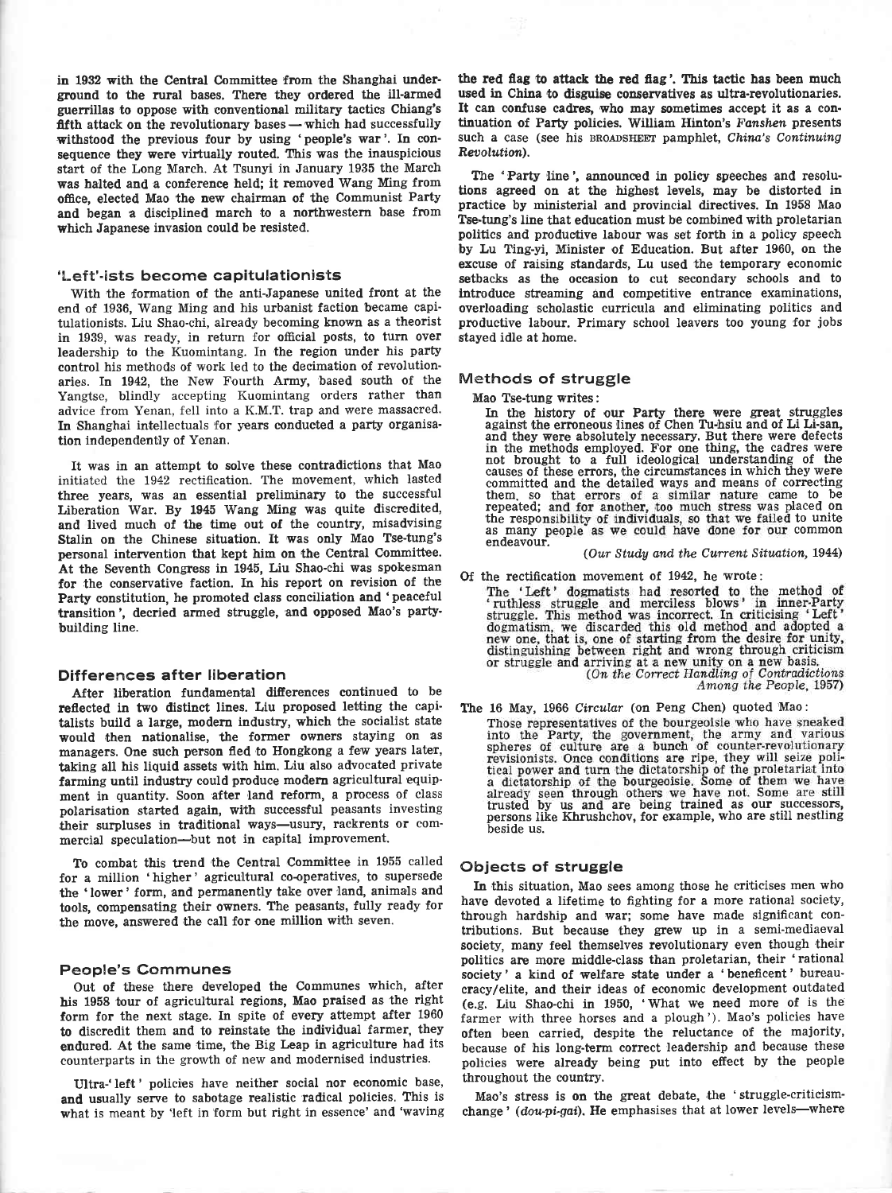in 1932 with the Central Committee from the Shanghai underground to the rural bases. There they ordered the ill-armed guerrillas to oppose with conventional military tactics Chiang's fifth attack on the revolutionary bases — which had successfully withstood the previous four by using 'people's war'. In consequence they were virtually routed. This was the inauspicious start of the Long March. At Tsunyi in January 1935 the March was halted and a conference held; it removed Wang Ming from office, elected Mao the new chairman of the Communist Party and began a disciplined march to a northwestern base from which Japanese invasion could be resisted.

## 'Left'-ists become capitulationists

With the formation of the anti-Japanese united front at the end of 1936, Wang Ming and his urbanist faction became capitulationists. Liu Shao-chi, already becoming known as a theorist in 1939, was ready, in return for official posts, to turn over leadership to the Kuomintang. In the region under his party control his methods of work led to the decimation of revolutionaries. In 1942, the New Fourth Army, based south of the Yangtse, blindly accepting Kuomintang orders rather than advice from Yenan, fell into a K.M.T. trap and were massacred. In Shanghai intellectuals for years conducted a party organisation independently of Yenan.

It was in an attempt to solve these contradictions that Mao initiated the 1942 rectification. The movement, which lasted three years, was an essential preliminary to the successful Liberation War. By 1945 Wang Ming was quite discredited, and lived much of the time out of the country, misadvising Stalin on the Chinese situation. It was only Mao Tse-tung's personal intervention that kept him on the Central Committee. At the Seventh Congress in 1945, Liu Shao-chi was spokesman for the conservative faction. In his report on revision of the Party constitution, he promoted class conciliation and 'peaceful transition', decried armed struggle, and opposed Mao's party-building line.

## Differences after liberation

After liberation fundamental differences continued to be reflected in two distinct lines. Liu proposed letting the capitalists build a large, modern industry, which the socialist state would then nationalise, the former owners staying on as managers. One such person fled to Hongkong a few years later, taking all his liquid assets with him. Liu also advocated private farming until industry could produce modern agricultural equipment in quantity. Soon after land reform, a process of class polarisation started again, with successful peasants investing their surpluses in traditional ways—usury, rackrents or commercial speculation—but not in capital improvement.

To combat this trend the Central Committee in 1955 called for a million 'higher' agricultural co-operatives, to supersede the 'lower' form, and permanently take over land, animals and tools, compensating their owners. The peasants, fully ready for the move, answered the call for one million with seven.

## People's Communes

Out of these there developed the Communes which, after his 1958 tour of agricultural regions, Mao praised as the right form for the next stage. In spite of every attempt after 1960 to discredit them and to reinstate the individual farmer, they endured. At the same time, the Big Leap in agriculture had its counterparts in the growth of new and modernised industries.

Ultra-'left' policies have neither social nor economic base, and usually serve to sabotage realistic radical policies. This is what is meant by 'left in form but right in essence' and 'waving the red flag to attack the red flag'. This tactic has been much used in China to disguise conservatives as ultra-revolutionaries. It can confuse cadres, who may sometimes accept it as a continuation of Party policies. William Hinton's *Fanshen* presents such a case (see his BROADSHEET pamphlet, *China's Continuing Revolution*).

The 'Party line', announced in policy speeches and resolutions agreed on at the highest levels, may be distorted in practice by ministerial and provincial directives. In 1958 Mao Tse-tung's line that education must be combined with proletarian politics and productive labour was set forth in a policy speech by Lu Ting-yi, Minister of Education. But after 1960, on the excuse of raising standards, Lu used the temporary economic setbacks as the occasion to cut secondary schools and to introduce streaming and competitive entrance examinations, overloading scholastic curricula and eliminating politics and productive labour. Primary school leavers too young for jobs stayed idle at home.

## Methods of struggle

Mao Tse-tung writes:

> In the history of our Party there were great struggles against the erroneous lines of Chen Tu-hsiu and of Li Li-san, and they were absolutely necessary. But there were defects in the methods employed. For one thing, the cadres were not brought to a full ideological understanding of the causes of these errors, the circumstances in which they were committed and the detailed ways and means of correcting them, so that errors of a similar nature came to be repeated; and for another, too much stress was placed on the responsibility of individuals, so that we failed to unite as many people as we could have done for our common endeavour.
>
> (*Our Study and the Current Situation*, 1944)

Of the rectification movement of 1942, he wrote:

> The 'Left' dogmatists had resorted to the method of 'ruthless struggle and merciless blows' in inner-Party struggle. This method was incorrect. In criticising 'Left' dogmatism, we discarded this old method and adopted a new one, that is, one of starting from the desire for unity, distinguishing between right and wrong through criticism or struggle and arriving at a new unity on a new basis.
>
> (*On the Correct Handling of Contradictions Among the People*, 1957)

The 16 May, 1966 *Circular* (on Peng Chen) quoted Mao:

> Those representatives of the bourgeoisie who have sneaked into the Party, the government, the army and various spheres of culture are a bunch of counter-revolutionary revisionists. Once conditions are ripe, they will seize political power and turn the dictatorship of the proletariat into a dictatorship of the bourgeoisie. Some of them we have already seen through others we have not. Some are still trusted by us and are being trained as our successors, persons like Khrushchov, for example, who are still nestling beside us.

## Objects of struggle

In this situation, Mao sees among those he criticises men who have devoted a lifetime to fighting for a more rational society, through hardship and war; some have made significant contributions. But because they grew up in a semi-mediaeval society, many feel themselves revolutionary even though their politics are more middle-class than proletarian, their 'rational society' a kind of welfare state under a 'beneficent' bureaucracy/elite, and their ideas of economic development outdated (e.g. Liu Shao-chi in 1950, 'What we need more of is the farmer with three horses and a plough'). Mao's policies have often been carried, despite the reluctance of the majority, because of his long-term correct leadership and because these policies were already being put into effect by the people throughout the country.

Mao's stress is on the great debate, the 'struggle-criticism-change' (*dou-pi-gai*). He emphasises that at lower levels—where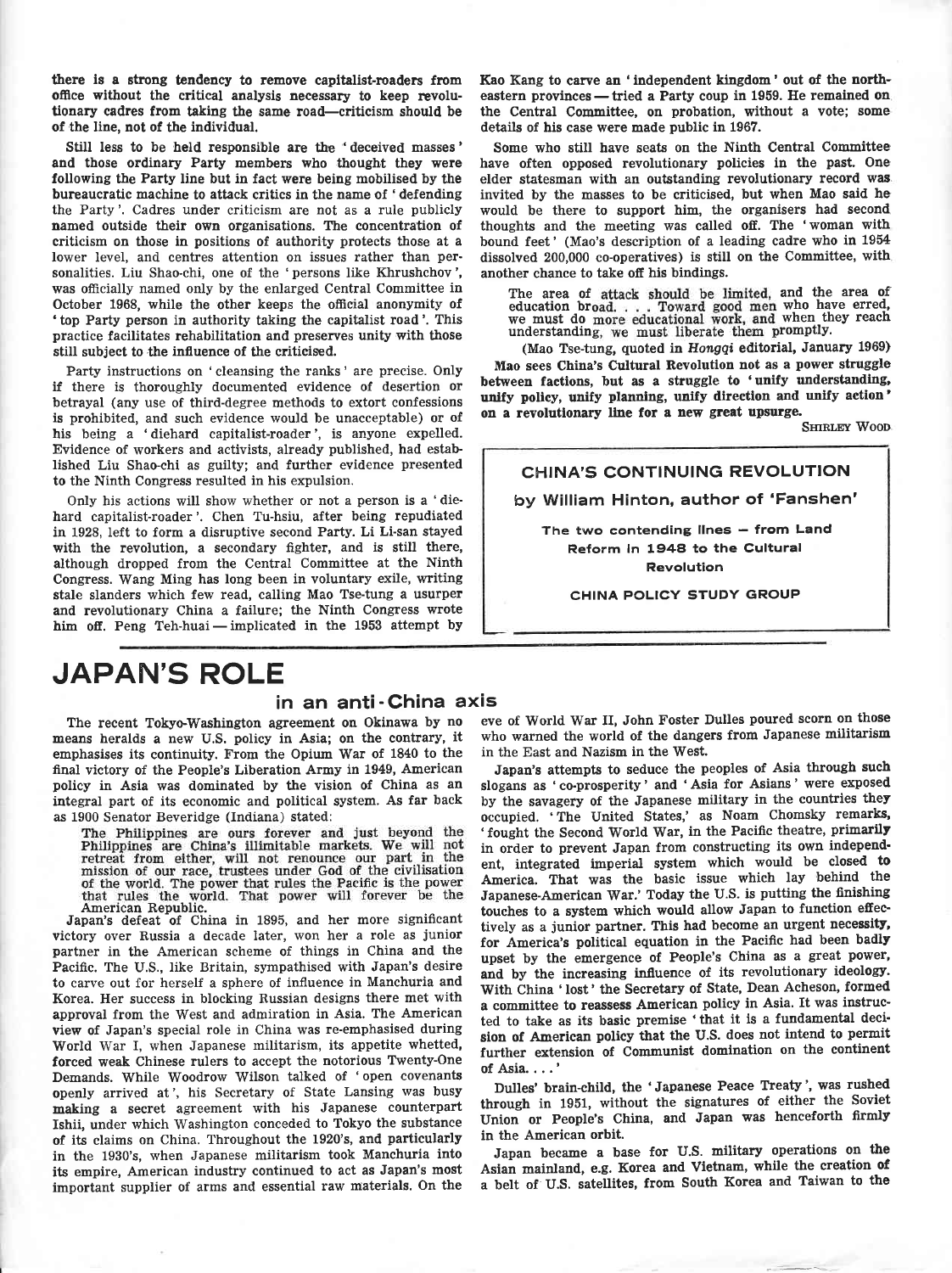there is a strong tendency to remove capitalist-roaders from office without the critical analysis necessary to keep revolutionary cadres from taking the same road—criticism should be of the line, not of the individual.

Still less to be held responsible are the 'deceived masses' and those ordinary Party members who thought they were following the Party line but in fact were being mobilised by the bureaucratic machine to attack critics in the name of 'defending the Party'. Cadres under criticism are not as a rule publicly named outside their own organisations. The concentration of criticism on those in positions of authority protects those at a lower level, and centres attention on issues rather than personalities. Liu Shao-chi, one of the 'persons like Khrushchov', was officially named only by the enlarged Central Committee in October 1968, while the other keeps the official anonymity of 'top Party person in authority taking the capitalist road'. This practice facilitates rehabilitation and preserves unity with those still subject to the influence of the criticised.

Party instructions on 'cleansing the ranks' are precise. Only if there is thoroughly documented evidence of desertion or betrayal (any use of third-degree methods to extort confessions is prohibited, and such evidence would be unacceptable) or of his being a 'diehard capitalist-roader', is anyone expelled. Evidence of workers and activists, already published, had established Liu Shao-chi as guilty; and further evidence presented to the Ninth Congress resulted in his expulsion.

Only his actions will show whether or not a person is a 'diehard capitalist-roader'. Chen Tu-hsiu, after being repudiated in 1928, left to form a disruptive second Party. Li Li-san stayed with the revolution, a secondary fighter, and is still there, although dropped from the Central Committee at the Ninth Congress. Wang Ming has long been in voluntary exile, writing stale slanders which few read, calling Mao Tse-tung a usurper and revolutionary China a failure; the Ninth Congress wrote him off. Peng Teh-huai — implicated in the 1953 attempt by Kao Kang to carve an 'independent kingdom' out of the northeastern provinces — tried a Party coup in 1959. He remained on the Central Committee, on probation, without a vote; some details of his case were made public in 1967.

Some who still have seats on the Ninth Central Committee have often opposed revolutionary policies in the past. One elder statesman with an outstanding revolutionary record was invited by the masses to be criticised, but when Mao said he would be there to support him, the organisers had second thoughts and the meeting was called off. The 'woman with bound feet' (Mao's description of a leading cadre who in 1954 dissolved 200,000 co-operatives) is still on the Committee, with another chance to take off his bindings.

> The area of attack should be limited, and the area of education broad. . . . Toward good men who have erred, we must do more educational work, and when they reach understanding, we must liberate them promptly.
>
> (Mao Tse-tung, quoted in *Hongqi* editorial, January 1969)

**Mao sees China's Cultural Revolution not as a power struggle between factions, but as a struggle to 'unify understanding, unify policy, unify planning, unify direction and unify action' on a revolutionary line for a new great upsurge.**

SHIRLEY WOOD

---

**CHINA'S CONTINUING REVOLUTION**

**by William Hinton, author of 'Fanshen'**

**The two contending lines — from Land Reform in 1948 to the Cultural Revolution**

**CHINA POLICY STUDY GROUP**

---

# JAPAN'S ROLE

## in an anti-China axis

The recent Tokyo-Washington agreement on Okinawa by no means heralds a new U.S. policy in Asia; on the contrary, it emphasises its continuity. From the Opium War of 1840 to the final victory of the People's Liberation Army in 1949, American policy in Asia was dominated by the vision of China as an integral part of its economic and political system. As far back as 1900 Senator Beveridge (Indiana) stated:

> The Philippines are ours forever and just beyond the Philippines are China's illimitable markets. We will not retreat from either, will not renounce our part in the mission of our race, trustees under God of the civilisation of the world. The power that rules the Pacific is the power that rules the world. That power will forever be the American Republic.

Japan's defeat of China in 1895, and her more significant victory over Russia a decade later, won her a role as junior partner in the American scheme of things in China and the Pacific. The U.S., like Britain, sympathised with Japan's desire to carve out for herself a sphere of influence in Manchuria and Korea. Her success in blocking Russian designs there met with approval from the West and admiration in Asia. The American view of Japan's special role in China was re-emphasised during World War I, when Japanese militarism, its appetite whetted, forced weak Chinese rulers to accept the notorious Twenty-One Demands. While Woodrow Wilson talked of 'open covenants openly arrived at', his Secretary of State Lansing was busy making a secret agreement with his Japanese counterpart Ishii, under which Washington conceded to Tokyo the substance of its claims on China. Throughout the 1920's, and particularly in the 1930's, when Japanese militarism took Manchuria into its empire, American industry continued to act as Japan's most important supplier of arms and essential raw materials. On the eve of World War II, John Foster Dulles poured scorn on those who warned the world of the dangers from Japanese militarism in the East and Nazism in the West.

Japan's attempts to seduce the peoples of Asia through such slogans as 'co-prosperity' and 'Asia for Asians' were exposed by the savagery of the Japanese military in the countries they occupied. 'The United States,' as Noam Chomsky remarks, 'fought the Second World War, in the Pacific theatre, primarily in order to prevent Japan from constructing its own independent, integrated imperial system which would be closed to America. That was the basic issue which lay behind the Japanese-American War.' Today the U.S. is putting the finishing touches to a system which would allow Japan to function effectively as a junior partner. This had become an urgent necessity, for America's political equation in the Pacific had been badly upset by the emergence of People's China as a great power, and by the increasing influence of its revolutionary ideology. With China 'lost' the Secretary of State, Dean Acheson, formed a committee to reassess American policy in Asia. It was instructed to take as its basic premise 'that it is a fundamental decision of American policy that the U.S. does not intend to permit further extension of Communist domination on the continent of Asia. . . .'

Dulles' brain-child, the 'Japanese Peace Treaty', was rushed through in 1951, without the signatures of either the Soviet Union or People's China, and Japan was henceforth firmly in the American orbit.

Japan became a base for U.S. military operations on the Asian mainland, e.g. Korea and Vietnam, while the creation of a belt of U.S. satellites, from South Korea and Taiwan to the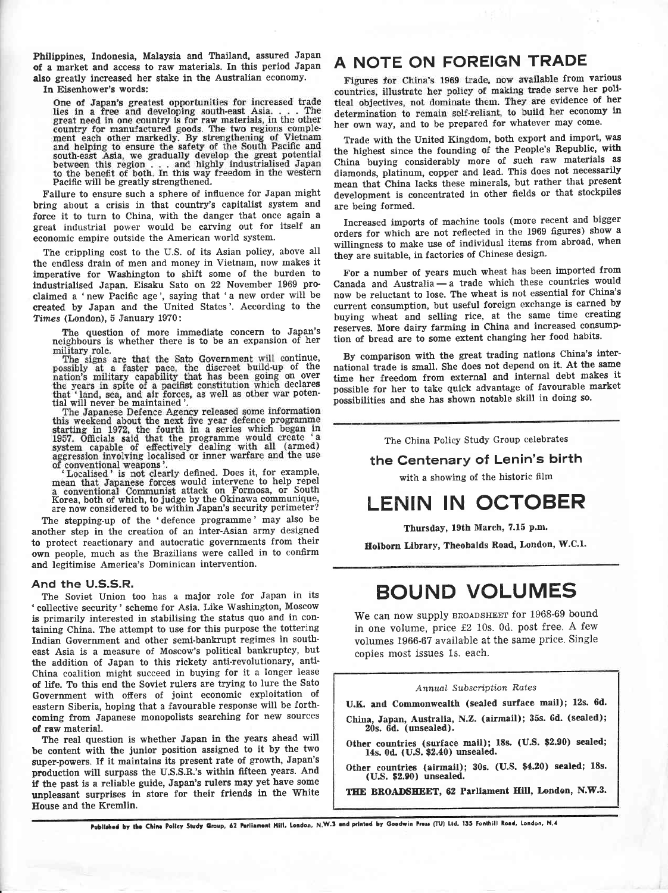Philippines, Indonesia, Malaysia and Thailand, assured Japan of a market and access to raw materials. In this period Japan also greatly increased her stake in the Australian economy.

In Eisenhower's words:

> One of Japan's greatest opportunities for increased trade lies in a free and developing south-east Asia. . . . The great need in one country is for raw materials, in the other country is for manufactured goods. The two regions complement each other markedly. By strengthening of Vietnam and helping to ensure the safety of the South Pacific and south-east Asia, we gradually develop the great potential between this region . . . and highly industrialised Japan to the benefit of both. In this way freedom in the western Pacific will be greatly strengthened.

Failure to ensure such a sphere of influence for Japan might bring about a crisis in that country's capitalist system and force it to turn to China, with the danger that once again a great industrial power would be carving out for itself an economic empire outside the American world system.

The crippling cost to the U.S. of its Asian policy, above all the endless drain of men and money in Vietnam, now makes it imperative for Washington to shift some of the burden to industrialised Japan. Eisaku Sato on 22 November 1969 proclaimed a 'new Pacific age', saying that 'a new order will be created by Japan and the United States'. According to the *Times* (London), 5 January 1970:

> The question of more immediate concern to Japan's neighbours is whether there is to be an expansion of her military role.
>
> The signs are that the Sato Government will continue, possibly at a faster pace, the discreet build-up of the nation's military capability that has been going on over the years in spite of a pacifist constitution which declares that 'land, sea, and air forces, as well as other war potential will never be maintained'.
>
> The Japanese Defence Agency released some information this weekend about the next five year defence programme starting in 1972, the fourth in a series which began in 1957. Officials said that the programme would create 'a system capable of effectively dealing with all (armed) aggression involving localised or inner warfare and the use of conventional weapons'.
>
> 'Localised' is not clearly defined. Does it, for example, mean that Japanese forces would intervene to help repel a conventional Communist attack on Formosa, or South Korea, both of which, to judge by the Okinawa communique, are now considered to be within Japan's security perimeter?

The stepping-up of the 'defence programme' may also be another step in the creation of an inter-Asian army designed to protect reactionary and autocratic governments from their own people, much as the Brazilians were called in to confirm and legitimise America's Dominican intervention.

### And the U.S.S.R.

The Soviet Union too has a major role for Japan in its 'collective security' scheme for Asia. Like Washington, Moscow is primarily interested in stabilising the status quo and in containing China. The attempt to use for this purpose the tottering Indian Government and other semi-bankrupt regimes in south-east Asia is a measure of Moscow's political bankruptcy, but the addition of Japan to this rickety anti-revolutionary, anti-China coalition might succeed in buying for it a longer lease of life. To this end the Soviet rulers are trying to lure the Sato Government with offers of joint economic exploitation of eastern Siberia, hoping that a favourable response will be forthcoming from Japanese monopolists searching for new sources of raw material.

The real question is whether Japan in the years ahead will be content with the junior position assigned to it by the two super-powers. If it maintains its present rate of growth, Japan's production will surpass the U.S.S.R.'s within fifteen years. And if the past is a reliable guide, Japan's rulers may yet have some unpleasant surprises in store for their friends in the White House and the Kremlin.

## A NOTE ON FOREIGN TRADE

Figures for China's 1969 trade, now available from various countries, illustrate her policy of making trade serve her political objectives, not dominate them. They are evidence of her determination to remain self-reliant, to build her economy in her own way, and to be prepared for whatever may come.

Trade with the United Kingdom, both export and import, was the highest since the founding of the People's Republic, with China buying considerably more of such raw materials as diamonds, platinum, copper and lead. This does not necessarily mean that China lacks these minerals, but rather that present development is concentrated in other fields or that stockpiles are being formed.

Increased imports of machine tools (more recent and bigger orders for which are not reflected in the 1969 figures) show a willingness to make use of individual items from abroad, when they are suitable, in factories of Chinese design.

For a number of years much wheat has been imported from Canada and Australia — a trade which these countries would now be reluctant to lose. The wheat is not essential for China's current consumption, but useful foreign exchange is earned by buying wheat and selling rice, at the same time creating reserves. More dairy farming in China and increased consumption of bread are to some extent changing her food habits.

By comparison with the great trading nations China's international trade is small. She does not depend on it. At the same time her freedom from external and internal debt makes it possible for her to take quick advantage of favourable market possibilities and she has shown notable skill in doing so.

---

The China Policy Study Group celebrates

**the Centenary of Lenin's birth**

with a showing of the historic film

## LENIN IN OCTOBER

**Thursday, 19th March, 7.15 p.m.**

**Holborn Library, Theobalds Road, London, W.C.1.**

---

## BOUND VOLUMES

We can now supply BROADSHEET for 1968-69 bound in one volume, price £2 10s. 0d. post free. A few volumes 1966-67 available at the same price. Single copies most issues 1s. each.

*Annual Subscription Rates*

**U.K. and Commonwealth (sealed surface mail); 12s. 6d.**

**China, Japan, Australia, N.Z. (airmail); 35s. 6d. (sealed); 20s. 6d. (unsealed).**

**Other countries (surface mail); 18s. (U.S. $2.90) sealed; 14s. 0d. (U.S. $2.40) unsealed.**

**Other countries (airmail); 30s. (U.S. $4.20) sealed; 18s. (U.S. $2.90) unsealed.**

**THE BROADSHEET, 62 Parliament Hill, London, N.W.3.**

Published by the China Policy Study Group, 62 Parliament Hill, London, N.W.3 and printed by Goodwin Press (TU) Ltd. 135 Fonthill Road, London, N.4